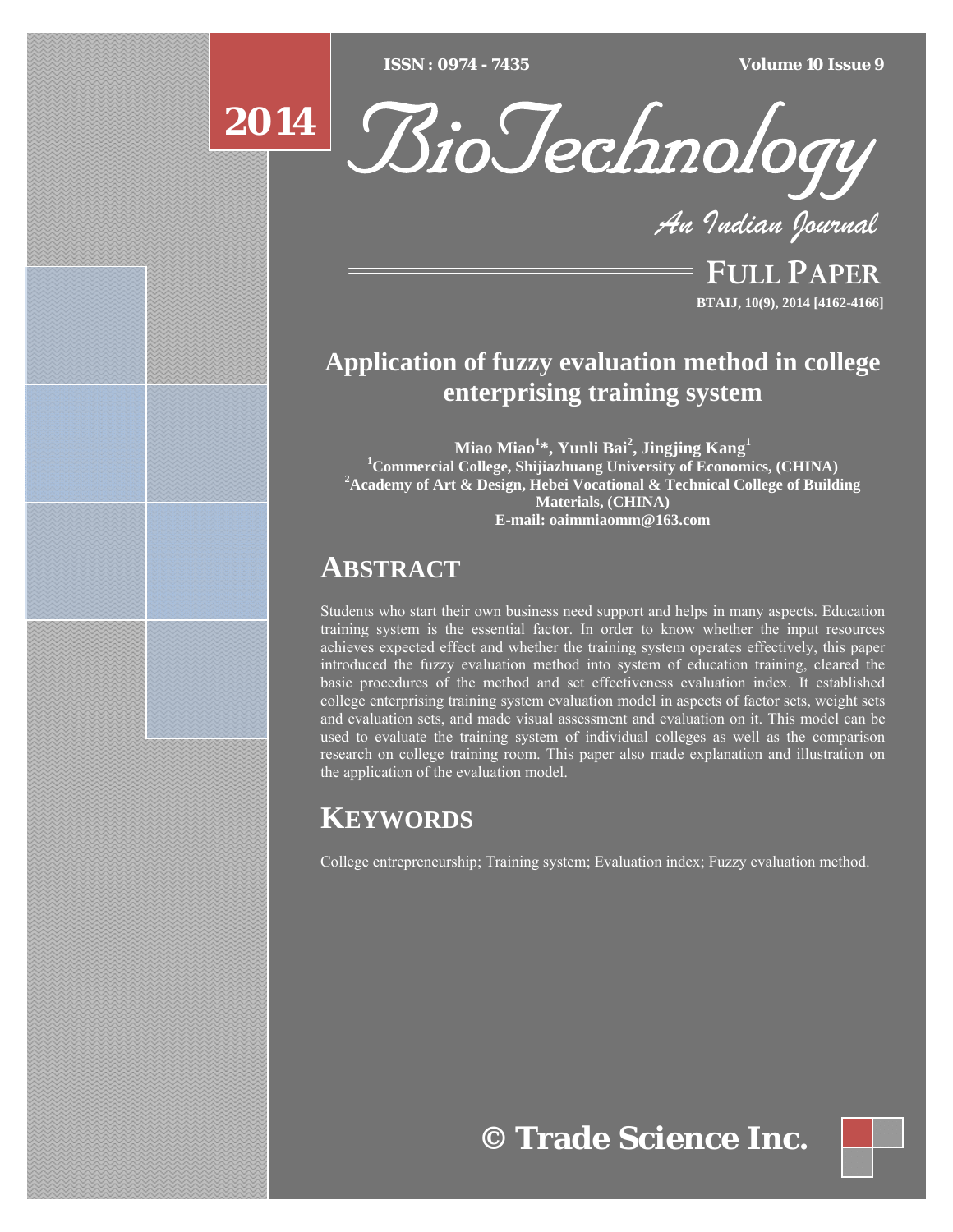# Application of fuzzy evaluation method in college enterprising training system

**Miao Miao[1]*, Yunli Bai[2], Jingjing Kang[1]**

[1]Commercial College, Shijiazhuang University of Economics, (CHINA)

[2]Academy of Art & Design, Hebei Vocational & Technical College of Building Materials, (CHINA)

E-mail: oaimmiaomm@163.com

## ABSTRACT

Students who start their own business need support and helps in many aspects. Education training system is the essential factor. In order to know whether the input resources achieves expected effect and whether the training system operates effectively, this paper introduced the fuzzy evaluation method into system of education training, cleared the basic procedures of the method and set effectiveness evaluation index. It established college enterprising training system evaluation model in aspects of factor sets, weight sets and evaluation sets, and made visual assessment and evaluation on it. This model can be used to evaluate the training system of individual colleges as well as the comparison research on college training room. This paper also made explanation and illustration on the application of the evaluation model.

## KEYWORDS

College entrepreneurship; Training system; Evaluation index; Fuzzy evaluation method.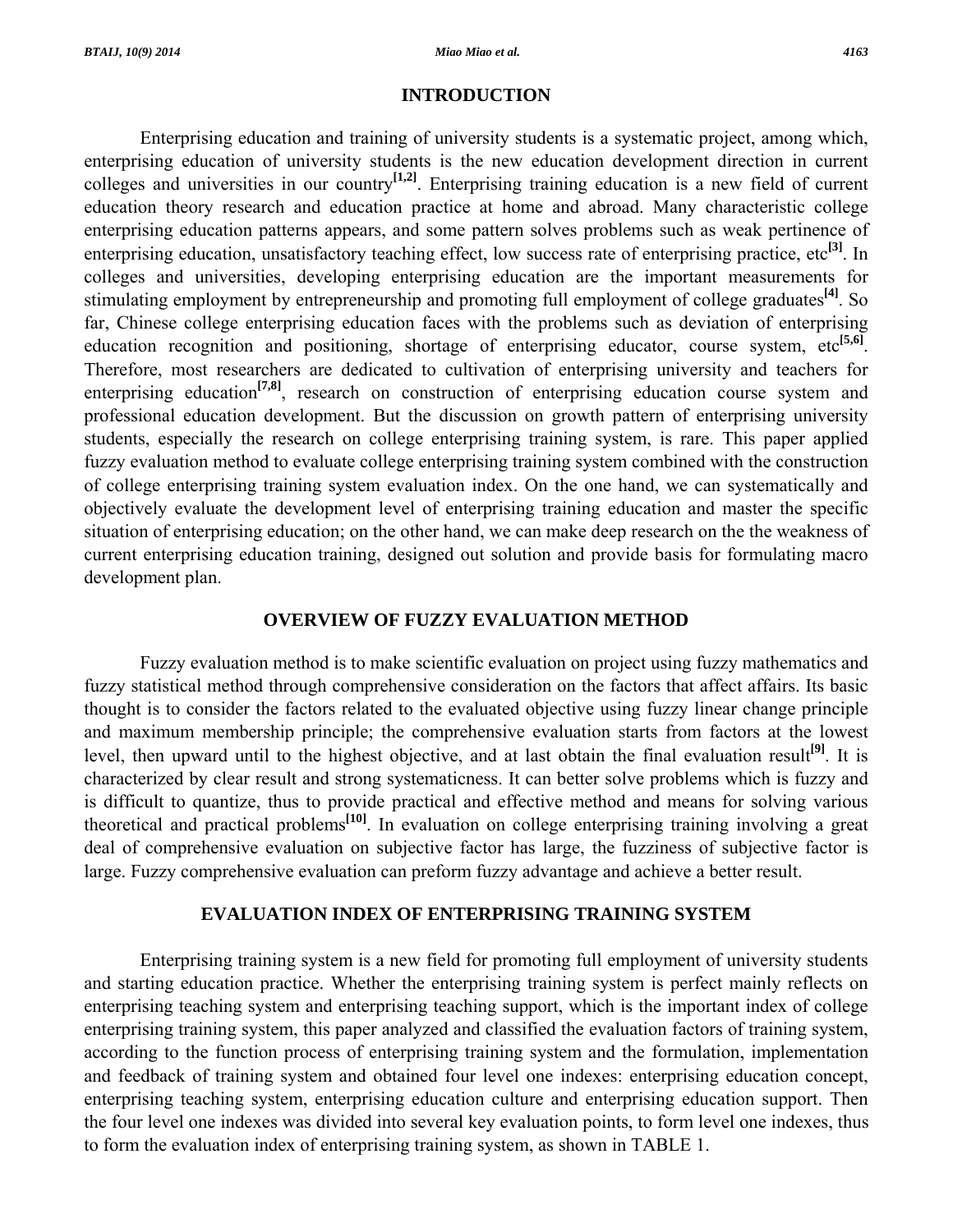## INTRODUCTION

Enterprising education and training of university students is a systematic project, among which, enterprising education of university students is the new education development direction in current colleges and universities in our country[1,2]. Enterprising training education is a new field of current education theory research and education practice at home and abroad. Many characteristic college enterprising education patterns appears, and some pattern solves problems such as weak pertinence of enterprising education, unsatisfactory teaching effect, low success rate of enterprising practice, etc[3]. In colleges and universities, developing enterprising education are the important measurements for stimulating employment by entrepreneurship and promoting full employment of college graduates[4]. So far, Chinese college enterprising education faces with the problems such as deviation of enterprising education recognition and positioning, shortage of enterprising educator, course system, etc[5,6]. Therefore, most researchers are dedicated to cultivation of enterprising university and teachers for enterprising education[7,8], research on construction of enterprising education course system and professional education development. But the discussion on growth pattern of enterprising university students, especially the research on college enterprising training system, is rare. This paper applied fuzzy evaluation method to evaluate college enterprising training system combined with the construction of college enterprising training system evaluation index. On the one hand, we can systematically and objectively evaluate the development level of enterprising training education and master the specific situation of enterprising education; on the other hand, we can make deep research on the the weakness of current enterprising education training, designed out solution and provide basis for formulating macro development plan.

## OVERVIEW OF FUZZY EVALUATION METHOD

Fuzzy evaluation method is to make scientific evaluation on project using fuzzy mathematics and fuzzy statistical method through comprehensive consideration on the factors that affect affairs. Its basic thought is to consider the factors related to the evaluated objective using fuzzy linear change principle and maximum membership principle; the comprehensive evaluation starts from factors at the lowest level, then upward until to the highest objective, and at last obtain the final evaluation result[9]. It is characterized by clear result and strong systematicness. It can better solve problems which is fuzzy and is difficult to quantize, thus to provide practical and effective method and means for solving various theoretical and practical problems[10]. In evaluation on college enterprising training involving a great deal of comprehensive evaluation on subjective factor has large, the fuzziness of subjective factor is large. Fuzzy comprehensive evaluation can preform fuzzy advantage and achieve a better result.

## EVALUATION INDEX OF ENTERPRISING TRAINING SYSTEM

Enterprising training system is a new field for promoting full employment of university students and starting education practice. Whether the enterprising training system is perfect mainly reflects on enterprising teaching system and enterprising teaching support, which is the important index of college enterprising training system, this paper analyzed and classified the evaluation factors of training system, according to the function process of enterprising training system and the formulation, implementation and feedback of training system and obtained four level one indexes: enterprising education concept, enterprising teaching system, enterprising education culture and enterprising education support. Then the four level one indexes was divided into several key evaluation points, to form level one indexes, thus to form the evaluation index of enterprising training system, as shown in TABLE 1.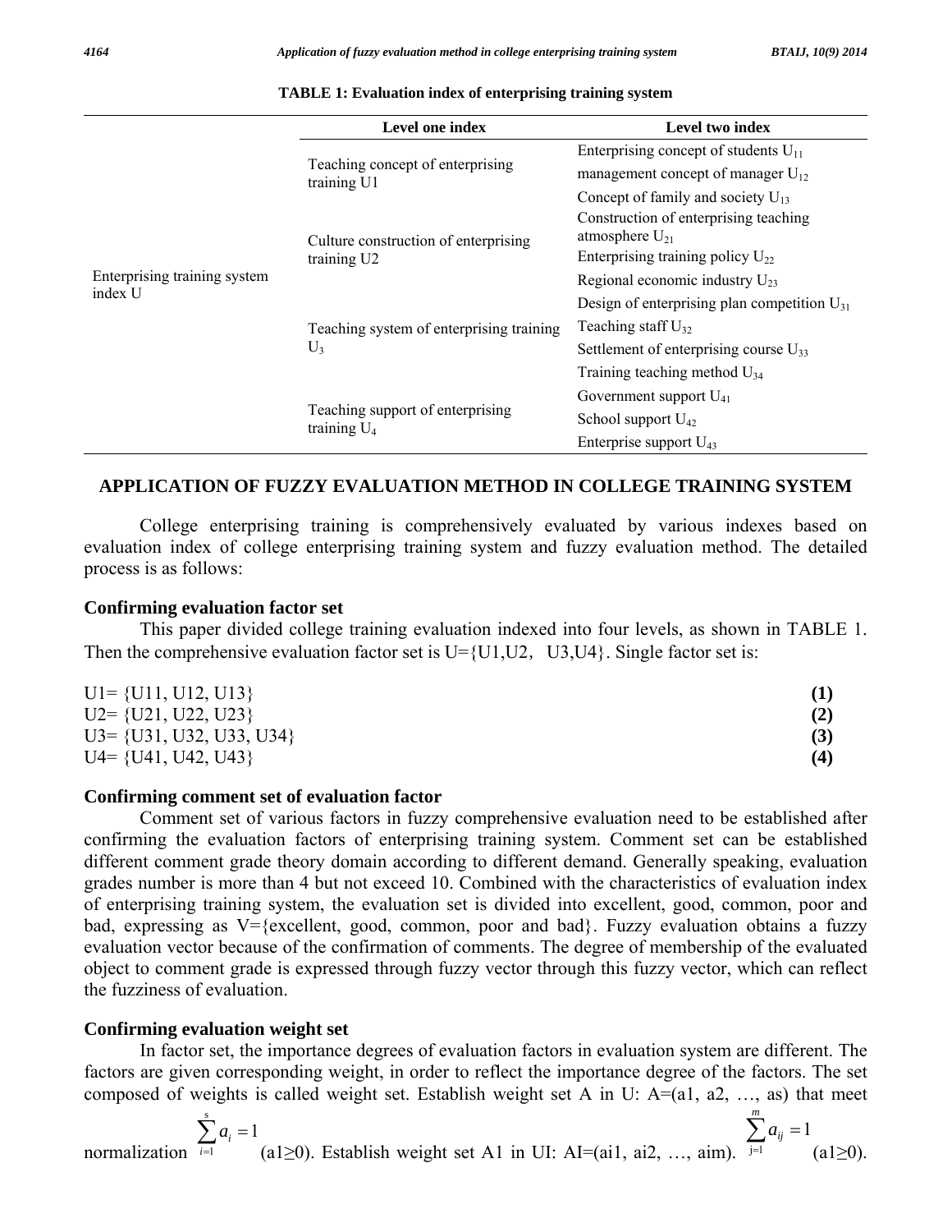**TABLE 1: Evaluation index of enterprising training system**

| | Level one index | Level two index |
|---|---|---|
| Enterprising training system index U | Teaching concept of enterprising training U1 | Enterprising concept of students $U_{11}$ |
| | | management concept of manager $U_{12}$ |
| | | Concept of family and society $U_{13}$ |
| | Culture construction of enterprising training U2 | Construction of enterprising teaching atmosphere $U_{21}$ |
| | | Enterprising training policy $U_{22}$ |
| | | Regional economic industry $U_{23}$ |
| | Teaching system of enterprising training $U_3$ | Design of enterprising plan competition $U_{31}$ |
| | | Teaching staff $U_{32}$ |
| | | Settlement of enterprising course $U_{33}$ |
| | | Training teaching method $U_{34}$ |
| | Teaching support of enterprising training $U_4$ | Government support $U_{41}$ |
| | | School support $U_{42}$ |
| | | Enterprise support $U_{43}$ |

## APPLICATION OF FUZZY EVALUATION METHOD IN COLLEGE TRAINING SYSTEM

College enterprising training is comprehensively evaluated by various indexes based on evaluation index of college enterprising training system and fuzzy evaluation method. The detailed process is as follows:

### Confirming evaluation factor set

This paper divided college training evaluation indexed into four levels, as shown in TABLE 1. Then the comprehensive evaluation factor set is U={U1,U2, U3,U4}. Single factor set is:

$$U1=\{U11, U12, U13\} \quad (1)$$

$$U2=\{U21, U22, U23\} \quad (2)$$

$$U3=\{U31, U32, U33, U34\} \quad (3)$$

$$U4=\{U41, U42, U43\} \quad (4)$$

### Confirming comment set of evaluation factor

Comment set of various factors in fuzzy comprehensive evaluation need to be established after confirming the evaluation factors of enterprising training system. Comment set can be established different comment grade theory domain according to different demand. Generally speaking, evaluation grades number is more than 4 but not exceed 10. Combined with the characteristics of evaluation index of enterprising training system, the evaluation set is divided into excellent, good, common, poor and bad, expressing as V={excellent, good, common, poor and bad}. Fuzzy evaluation obtains a fuzzy evaluation vector because of the confirmation of comments. The degree of membership of the evaluated object to comment grade is expressed through fuzzy vector through this fuzzy vector, which can reflect the fuzziness of evaluation.

### Confirming evaluation weight set

In factor set, the importance degrees of evaluation factors in evaluation system are different. The factors are given corresponding weight, in order to reflect the importance degree of the factors. The set composed of weights is called weight set. Establish weight set A in U: A=(a1, a2, …, as) that meet normalization $\sum_{i=1}^{s} a_i = 1$ (a1≥0). Establish weight set A1 in UI: AI=(ai1, ai2, …, aim). $\sum_{j=1}^{m} a_{ij} = 1$ (a1≥0).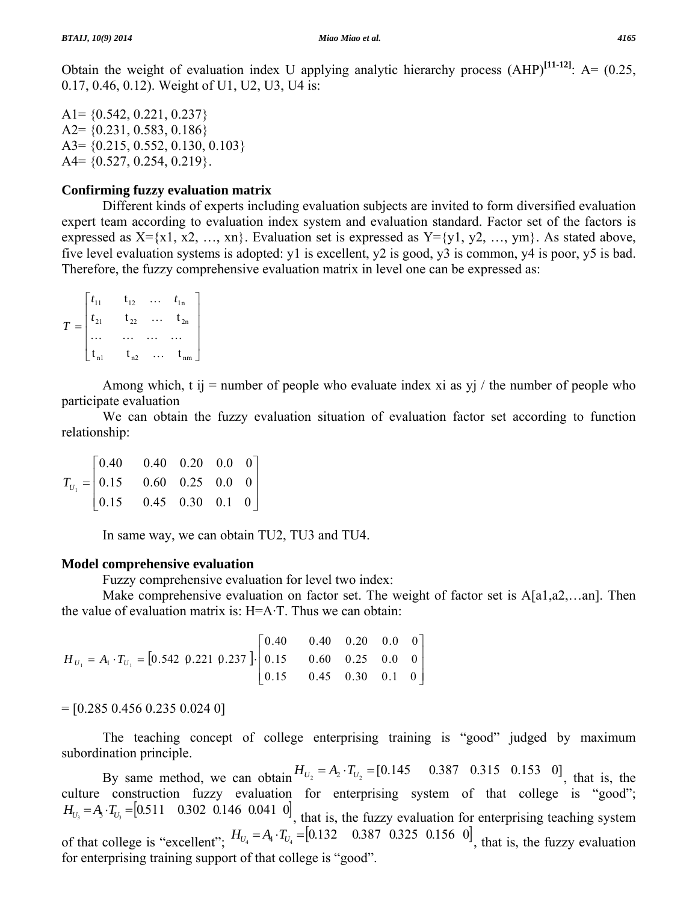Obtain the weight of evaluation index U applying analytic hierarchy process (AHP)[11-12]: A= (0.25, 0.17, 0.46, 0.12). Weight of U1, U2, U3, U4 is:

A1= {0.542, 0.221, 0.237}
A2= {0.231, 0.583, 0.186}
A3= {0.215, 0.552, 0.130, 0.103}
A4= {0.527, 0.254, 0.219}.

**Confirming fuzzy evaluation matrix**

Different kinds of experts including evaluation subjects are invited to form diversified evaluation expert team according to evaluation index system and evaluation standard. Factor set of the factors is expressed as X={x1, x2, …, xn}. Evaluation set is expressed as Y={y1, y2, …, ym}. As stated above, five level evaluation systems is adopted: y1 is excellent, y2 is good, y3 is common, y4 is poor, y5 is bad. Therefore, the fuzzy comprehensive evaluation matrix in level one can be expressed as:

$$T = \begin{bmatrix} t_{11} & t_{12} & \cdots & t_{1n} \\ t_{21} & t_{22} & \cdots & t_{2n} \\ \cdots & \cdots & \cdots & \cdots \\ t_{n1} & t_{n2} & \cdots & t_{nm} \end{bmatrix}$$

Among which, t ij = number of people who evaluate index xi as yj / the number of people who participate evaluation

We can obtain the fuzzy evaluation situation of evaluation factor set according to function relationship:

$$T_{U_1} = \begin{bmatrix} 0.40 & 0.40 & 0.20 & 0.0 & 0 \\ 0.15 & 0.60 & 0.25 & 0.0 & 0 \\ 0.15 & 0.45 & 0.30 & 0.1 & 0 \end{bmatrix}$$

In same way, we can obtain TU2, TU3 and TU4.

**Model comprehensive evaluation**

Fuzzy comprehensive evaluation for level two index:

Make comprehensive evaluation on factor set. The weight of factor set is A[a1,a2,…an]. Then the value of evaluation matrix is: H=A·T. Thus we can obtain:

$$H_{U_1} = A_1 \cdot T_{U_1} = \begin{bmatrix} 0.542 & 0.221 & 0.237 \end{bmatrix} \cdot \begin{bmatrix} 0.40 & 0.40 & 0.20 & 0.0 & 0 \\ 0.15 & 0.60 & 0.25 & 0.0 & 0 \\ 0.15 & 0.45 & 0.30 & 0.1 & 0 \end{bmatrix}$$

= [0.285 0.456 0.235 0.024 0]

The teaching concept of college enterprising training is "good" judged by maximum subordination principle.

By same method, we can obtain $H_{U_2} = A_2 \cdot T_{U_2} = [0.145 \quad 0.387 \quad 0.315 \quad 0.153 \quad 0]$, that is, the culture construction fuzzy evaluation for enterprising system of that college is "good"; $H_{U_3} = A_3 \cdot T_{U_3} = [0.511 \quad 0.302 \quad 0.146 \quad 0.041 \quad 0]$, that is, the fuzzy evaluation for enterprising teaching system of that college is "excellent"; $H_{U_4} = A_4 \cdot T_{U_4} = [0.132 \quad 0.387 \quad 0.325 \quad 0.156 \quad 0]$, that is, the fuzzy evaluation for enterprising training support of that college is "good".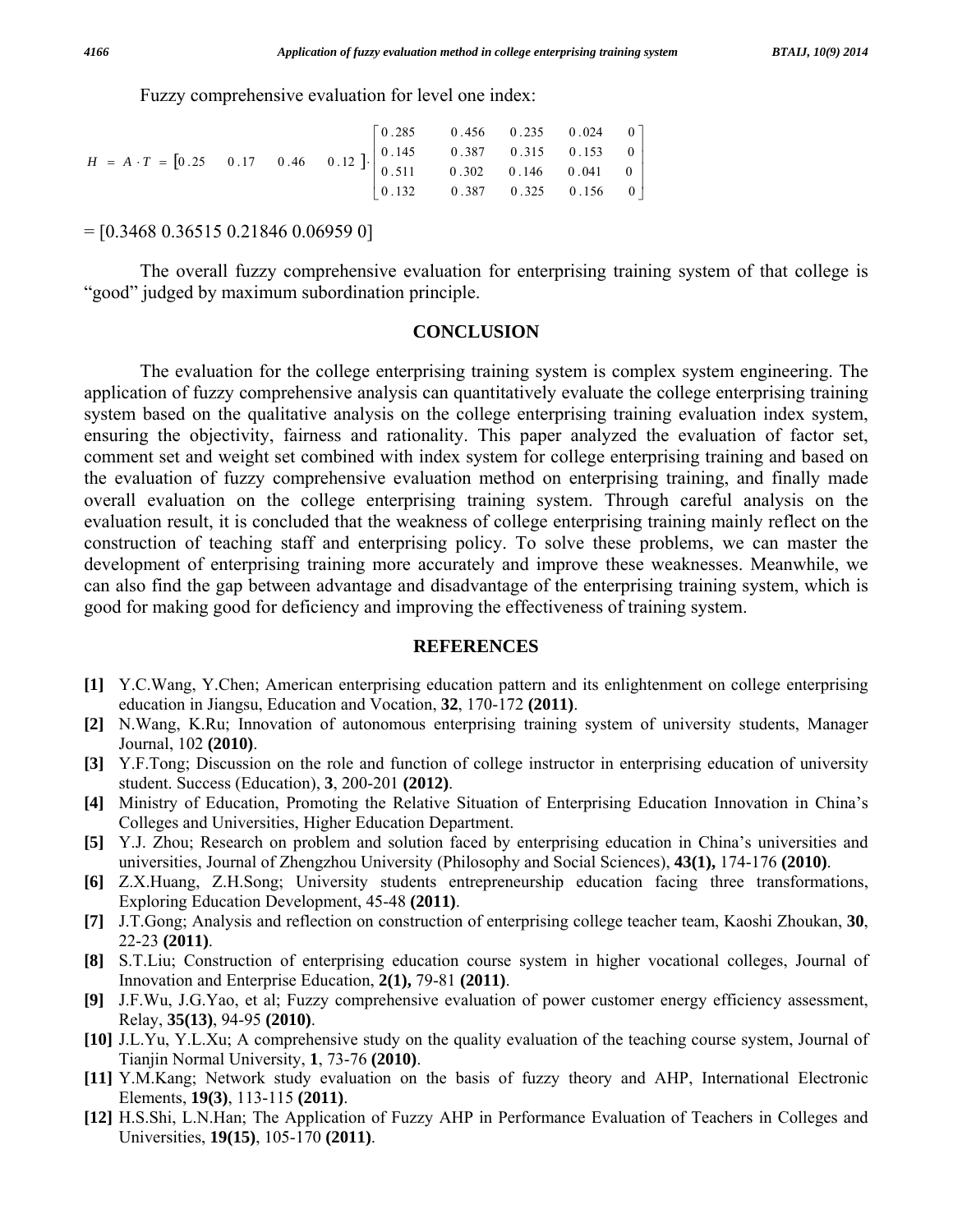Fuzzy comprehensive evaluation for level one index:

$$H = A \cdot T = \begin{bmatrix} 0.25 & 0.17 & 0.46 & 0.12 \end{bmatrix} \cdot \begin{bmatrix} 0.285 & 0.456 & 0.235 & 0.024 & 0 \\ 0.145 & 0.387 & 0.315 & 0.153 & 0 \\ 0.511 & 0.302 & 0.146 & 0.041 & 0 \\ 0.132 & 0.387 & 0.325 & 0.156 & 0 \end{bmatrix}$$

$= [0.3468 \ 0.36515 \ 0.21846 \ 0.06959 \ 0]$

The overall fuzzy comprehensive evaluation for enterprising training system of that college is "good" judged by maximum subordination principle.

## CONCLUSION

The evaluation for the college enterprising training system is complex system engineering. The application of fuzzy comprehensive analysis can quantitatively evaluate the college enterprising training system based on the qualitative analysis on the college enterprising training evaluation index system, ensuring the objectivity, fairness and rationality. This paper analyzed the evaluation of factor set, comment set and weight set combined with index system for college enterprising training and based on the evaluation of fuzzy comprehensive evaluation method on enterprising training, and finally made overall evaluation on the college enterprising training system. Through careful analysis on the evaluation result, it is concluded that the weakness of college enterprising training mainly reflect on the construction of teaching staff and enterprising policy. To solve these problems, we can master the development of enterprising training more accurately and improve these weaknesses. Meanwhile, we can also find the gap between advantage and disadvantage of the enterprising training system, which is good for making good for deficiency and improving the effectiveness of training system.

## REFERENCES

**[1]** Y.C.Wang, Y.Chen; American enterprising education pattern and its enlightenment on college enterprising education in Jiangsu, Education and Vocation, **32**, 170-172 **(2011)**.

**[2]** N.Wang, K.Ru; Innovation of autonomous enterprising training system of university students, Manager Journal, 102 **(2010)**.

**[3]** Y.F.Tong; Discussion on the role and function of college instructor in enterprising education of university student. Success (Education), **3**, 200-201 **(2012)**.

**[4]** Ministry of Education, Promoting the Relative Situation of Enterprising Education Innovation in China's Colleges and Universities, Higher Education Department.

**[5]** Y.J. Zhou; Research on problem and solution faced by enterprising education in China's universities and universities, Journal of Zhengzhou University (Philosophy and Social Sciences), **43(1),** 174-176 **(2010)**.

**[6]** Z.X.Huang, Z.H.Song; University students entrepreneurship education facing three transformations, Exploring Education Development, 45-48 **(2011)**.

**[7]** J.T.Gong; Analysis and reflection on construction of enterprising college teacher team, Kaoshi Zhoukan, **30**, 22-23 **(2011)**.

**[8]** S.T.Liu; Construction of enterprising education course system in higher vocational colleges, Journal of Innovation and Enterprise Education, **2(1),** 79-81 **(2011)**.

**[9]** J.F.Wu, J.G.Yao, et al; Fuzzy comprehensive evaluation of power customer energy efficiency assessment, Relay, **35(13)**, 94-95 **(2010)**.

**[10]** J.L.Yu, Y.L.Xu; A comprehensive study on the quality evaluation of the teaching course system, Journal of Tianjin Normal University, **1**, 73-76 **(2010)**.

**[11]** Y.M.Kang; Network study evaluation on the basis of fuzzy theory and AHP, International Electronic Elements, **19(3)**, 113-115 **(2011)**.

**[12]** H.S.Shi, L.N.Han; The Application of Fuzzy AHP in Performance Evaluation of Teachers in Colleges and Universities, **19(15)**, 105-170 **(2011)**.